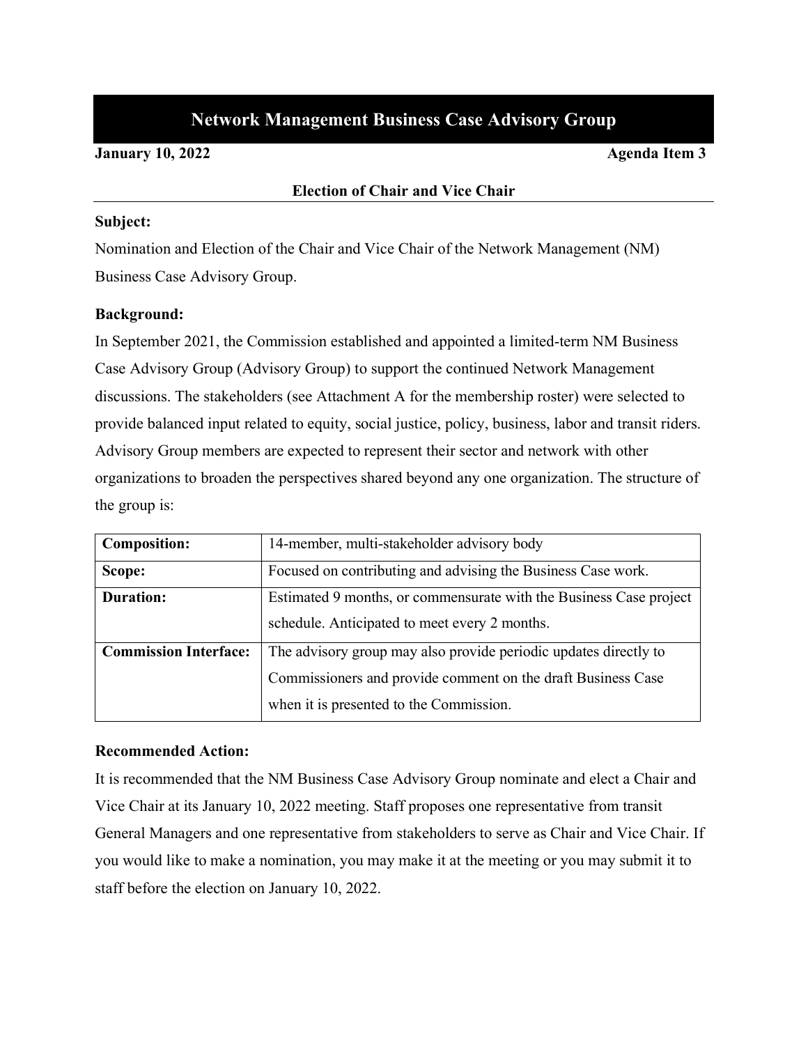# Network Management Business Case Advisory Group

**January 10, 2022** **Agenda Item 3**

## Election of Chair and Vice Chair

**Subject:**

Nomination and Election of the Chair and Vice Chair of the Network Management (NM) Business Case Advisory Group.

**Background:**

In September 2021, the Commission established and appointed a limited-term NM Business Case Advisory Group (Advisory Group) to support the continued Network Management discussions. The stakeholders (see Attachment A for the membership roster) were selected to provide balanced input related to equity, social justice, policy, business, labor and transit riders. Advisory Group members are expected to represent their sector and network with other organizations to broaden the perspectives shared beyond any one organization. The structure of the group is:

| | |
|---|---|
| **Composition:** | 14-member, multi-stakeholder advisory body |
| **Scope:** | Focused on contributing and advising the Business Case work. |
| **Duration:** | Estimated 9 months, or commensurate with the Business Case project schedule. Anticipated to meet every 2 months. |
| **Commission Interface:** | The advisory group may also provide periodic updates directly to Commissioners and provide comment on the draft Business Case when it is presented to the Commission. |

**Recommended Action:**

It is recommended that the NM Business Case Advisory Group nominate and elect a Chair and Vice Chair at its January 10, 2022 meeting. Staff proposes one representative from transit General Managers and one representative from stakeholders to serve as Chair and Vice Chair. If you would like to make a nomination, you may make it at the meeting or you may submit it to staff before the election on January 10, 2022.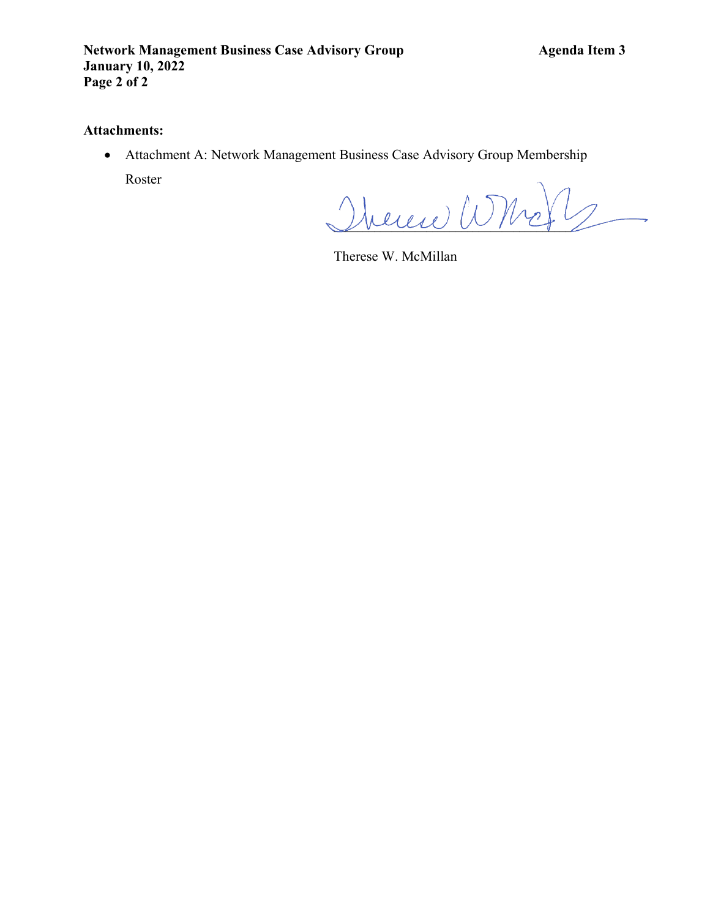**Attachments:**

- Attachment A: Network Management Business Case Advisory Group Membership Roster

Therese W. McMillan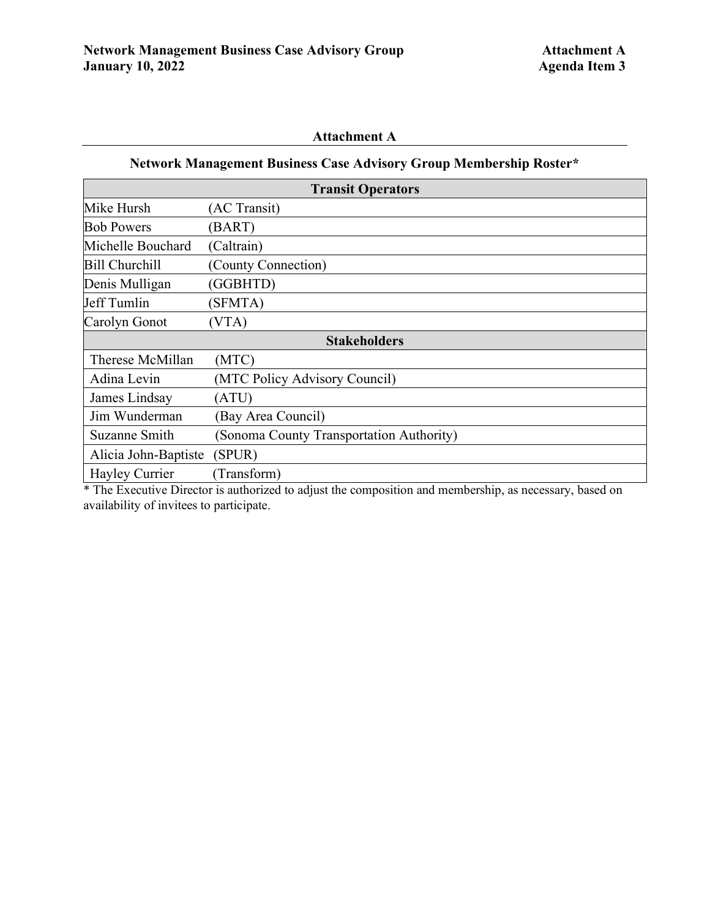## Attachment A

### Network Management Business Case Advisory Group Membership Roster*

| | |
|---|---|
| **Transit Operators** | |
| Mike Hursh | (AC Transit) |
| Bob Powers | (BART) |
| Michelle Bouchard | (Caltrain) |
| Bill Churchill | (County Connection) |
| Denis Mulligan | (GGBHTD) |
| Jeff Tumlin | (SFMTA) |
| Carolyn Gonot | (VTA) |
| **Stakeholders** | |
| Therese McMillan | (MTC) |
| Adina Levin | (MTC Policy Advisory Council) |
| James Lindsay | (ATU) |
| Jim Wunderman | (Bay Area Council) |
| Suzanne Smith | (Sonoma County Transportation Authority) |
| Alicia John-Baptiste | (SPUR) |
| Hayley Currier | (Transform) |

* The Executive Director is authorized to adjust the composition and membership, as necessary, based on availability of invitees to participate.